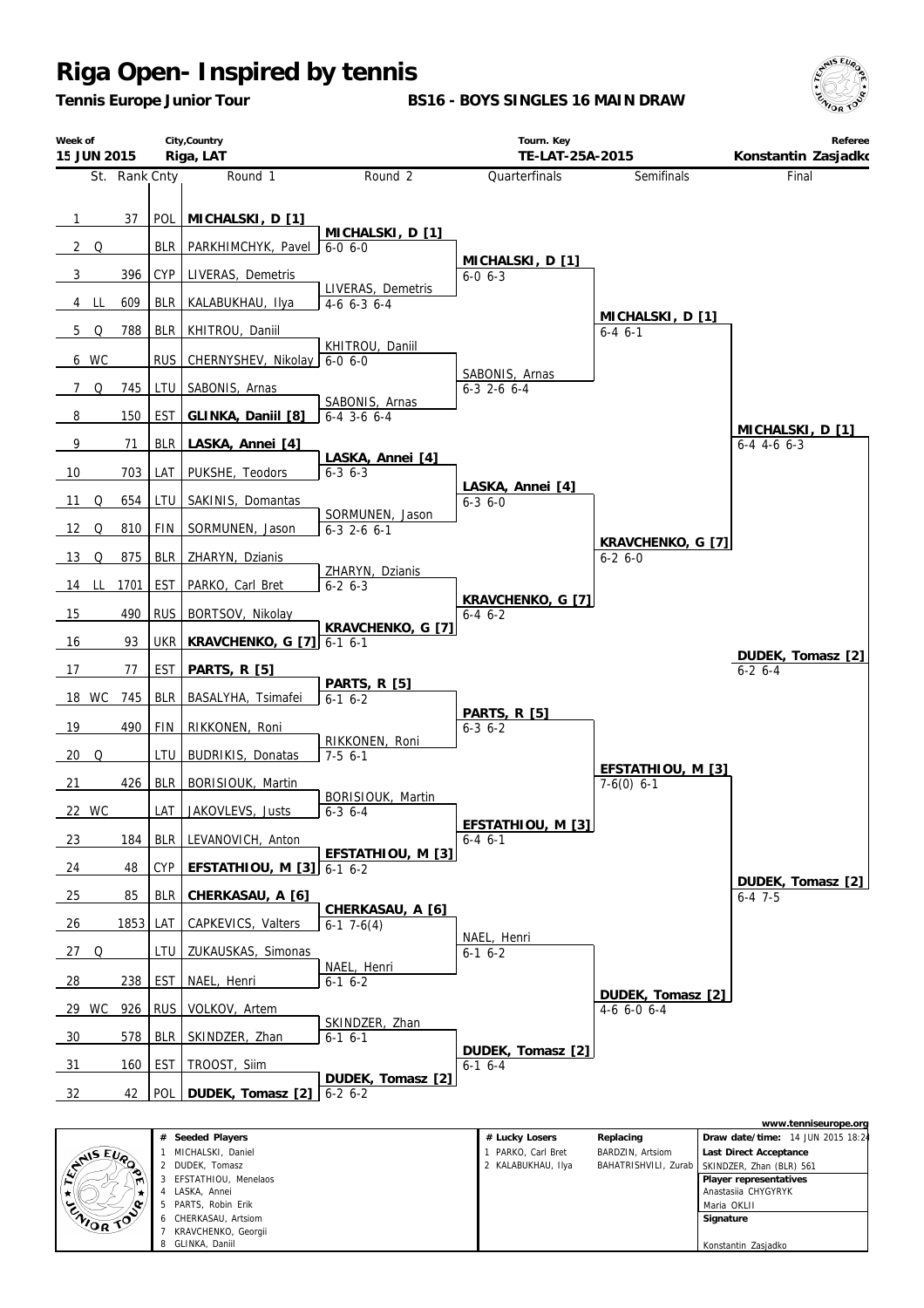# Riga Open- Inspired by tennis

**Tennis Europe Junior Tour**

**BS16 - BOYS SINGLES 16 MAIN DRAW**

| Week of | City,Country | Tourn. Key | Referee |
|---|---|---|---|
| 15 JUN 2015 | Riga, LAT | TE-LAT-25A-2015 | Konstantin Zasjadko |

| St. | | Rank | Cnty | Round 1 | Round 2 | Quarterfinals | Semifinals | Final |
|---|---|---|---|---|---|---|---|---|
| 1 | | 37 | POL | **MICHALSKI, D [1]** | | | | |
| | | | | | **MICHALSKI, D [1]** 6-0 6-0 | | | |
| 2 | Q | | BLR | PARKHIMCHYK, Pavel | | | | |
| | | | | | | **MICHALSKI, D [1]** 6-0 6-3 | | |
| 3 | | 396 | CYP | LIVERAS, Demetris | | | | |
| | | | | | LIVERAS, Demetris 4-6 6-3 6-4 | | | |
| 4 | LL | 609 | BLR | KALABUKHAU, Ilya | | | | |
| | | | | | | | **MICHALSKI, D [1]** 6-4 6-1 | |
| 5 | Q | 788 | BLR | KHITROU, Daniil | | | | |
| | | | | | KHITROU, Daniil 6-0 6-0 | | | |
| 6 | WC | | RUS | CHERNYSHEV, Nikolay | | | | |
| | | | | | | SABONIS, Arnas 6-3 2-6 6-4 | | |
| 7 | Q | 745 | LTU | SABONIS, Arnas | | | | |
| | | | | | SABONIS, Arnas 6-4 3-6 6-4 | | | |
| 8 | | 150 | EST | **GLINKA, Daniil [8]** | | | | |
| | | | | | | | | **MICHALSKI, D [1]** 6-4 4-6 6-3 |
| 9 | | 71 | BLR | **LASKA, Annei [4]** | | | | |
| | | | | | **LASKA, Annei [4]** 6-3 6-3 | | | |
| 10 | | 703 | LAT | PUKSHE, Teodors | | | | |
| | | | | | | **LASKA, Annei [4]** 6-3 6-0 | | |
| 11 | Q | 654 | LTU | SAKINIS, Domantas | | | | |
| | | | | | SORMUNEN, Jason 6-3 2-6 6-1 | | | |
| 12 | Q | 810 | FIN | SORMUNEN, Jason | | | | |
| | | | | | | | **KRAVCHENKO, G [7]** 6-2 6-0 | |
| 13 | Q | 875 | BLR | ZHARYN, Dzianis | | | | |
| | | | | | ZHARYN, Dzianis 6-2 6-3 | | | |
| 14 | LL | 1701 | EST | PARKO, Carl Bret | | | | |
| | | | | | | **KRAVCHENKO, G [7]** 6-4 6-2 | | |
| 15 | | 490 | RUS | BORTSOV, Nikolay | | | | |
| | | | | | **KRAVCHENKO, G [7]** 6-1 6-1 | | | |
| 16 | | 93 | UKR | **KRAVCHENKO, G [7]** | | | | |
| | | | | | | | | **DUDEK, Tomasz [2]** 6-2 6-4 |
| 17 | | 77 | EST | **PARTS, R [5]** | | | | |
| | | | | | **PARTS, R [5]** 6-1 6-2 | | | |
| 18 | WC | 745 | BLR | BASALYHA, Tsimafei | | | | |
| | | | | | | **PARTS, R [5]** 6-3 6-2 | | |
| 19 | | 490 | FIN | RIKKONEN, Roni | | | | |
| | | | | | RIKKONEN, Roni 7-5 6-1 | | | |
| 20 | Q | | LTU | BUDRIKIS, Donatas | | | | |
| | | | | | | | **EFSTATHIOU, M [3]** 7-6(0) 6-1 | |
| 21 | | 426 | BLR | BORISIOUK, Martin | | | | |
| | | | | | BORISIOUK, Martin 6-3 6-4 | | | |
| 22 | WC | | LAT | JAKOVLEVS, Justs | | | | |
| | | | | | | **EFSTATHIOU, M [3]** 6-4 6-1 | | |
| 23 | | 184 | BLR | LEVANOVICH, Anton | | | | |
| | | | | | **EFSTATHIOU, M [3]** 6-1 6-2 | | | |
| 24 | | 48 | CYP | **EFSTATHIOU, M [3]** | | | | |
| | | | | | | | | **DUDEK, Tomasz [2]** 6-4 7-5 |
| 25 | | 85 | BLR | **CHERKASAU, A [6]** | | | | |
| | | | | | **CHERKASAU, A [6]** 6-1 7-6(4) | | | |
| 26 | | 1853 | LAT | CAPKEVICS, Valters | | | | |
| | | | | | | NAEL, Henri 6-1 6-2 | | |
| 27 | Q | | LTU | ZUKAUSKAS, Simonas | | | | |
| | | | | | NAEL, Henri 6-1 6-2 | | | |
| 28 | | 238 | EST | NAEL, Henri | | | | |
| | | | | | | | **DUDEK, Tomasz [2]** 4-6 6-0 6-4 | |
| 29 | WC | 926 | RUS | VOLKOV, Artem | | | | |
| | | | | | SKINDZER, Zhan 6-1 6-1 | | | |
| 30 | | 578 | BLR | SKINDZER, Zhan | | | | |
| | | | | | | **DUDEK, Tomasz [2]** 6-1 6-4 | | |
| 31 | | 160 | EST | TROOST, Siim | | | | |
| | | | | | **DUDEK, Tomasz [2]** 6-2 6-2 | | | |
| 32 | | 42 | POL | **DUDEK, Tomasz [2]** | | | | |

www.tenniseurope.org

| # | Seeded Players | # Lucky Losers | Replacing | |
|---|---|---|---|---|
| 1 | MICHALSKI, Daniel | 1 PARKO, Carl Bret | BARDZIN, Artsiom | **Draw date/time:** 14 JUN 2015 18:24 |
| 2 | DUDEK, Tomasz | 2 KALABUKHAU, Ilya | BAHATRISHVILI, Zurab | **Last Direct Acceptance** SKINDZER, Zhan (BLR) 561 |
| 3 | EFSTATHIOU, Menelaos | | | **Player representatives** |
| 4 | LASKA, Annei | | | Anastasiia CHYGYRYK |
| 5 | PARTS, Robin Erik | | | Maria OKLII |
| 6 | CHERKASAU, Artsiom | | | **Signature** |
| 7 | KRAVCHENKO, Georgii | | | |
| 8 | GLINKA, Daniil | | | Konstantin Zasjadko |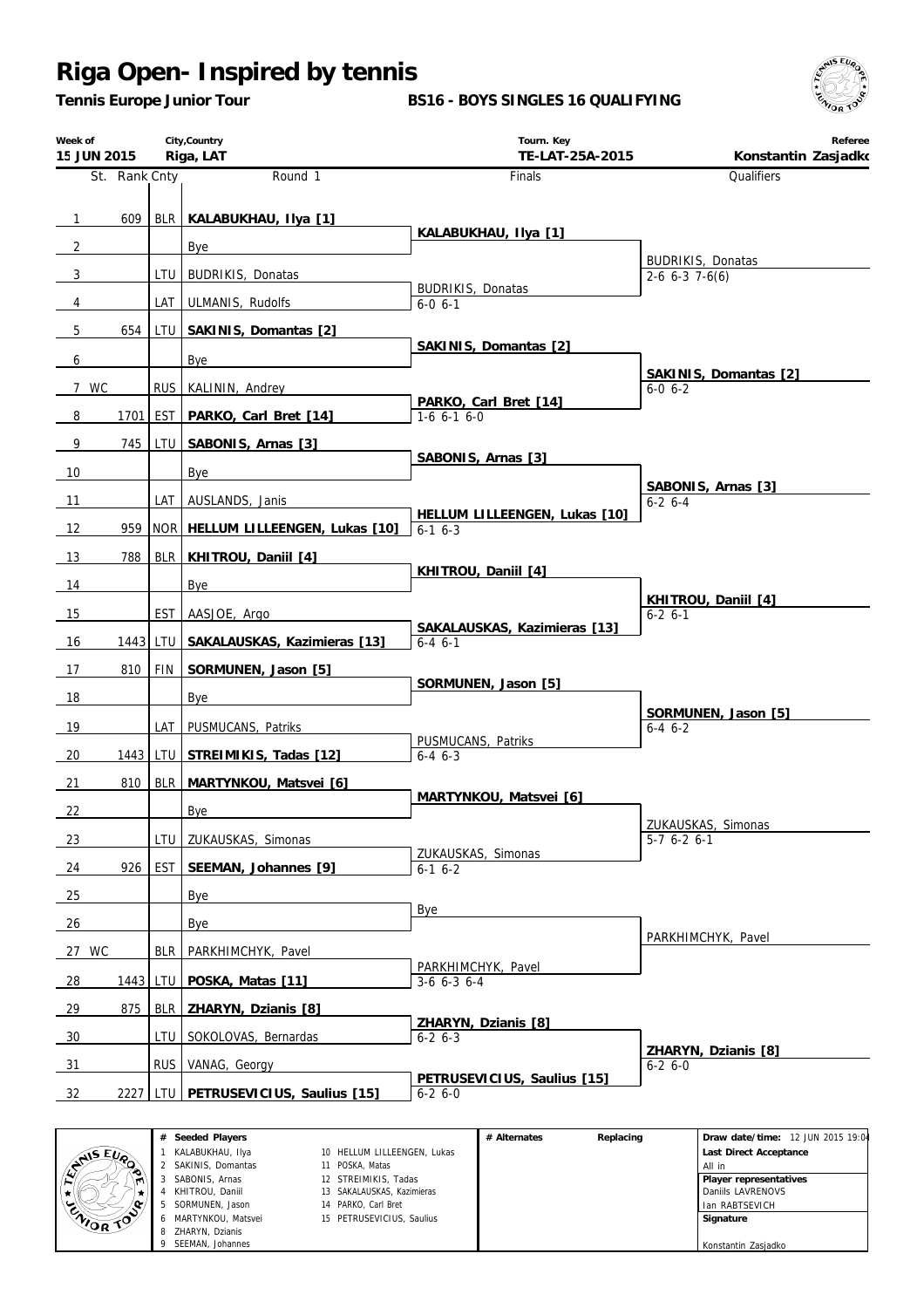# Riga Open- Inspired by tennis

**Tennis Europe Junior Tour**

**BS16 - BOYS SINGLES 16 QUALIFYING**

| Week of | City,Country | Tourn. Key | Referee |
|---|---|---|---|
| 15 JUN 2015 | Riga, LAT | TE-LAT-25A-2015 | Konstantin Zasjadko |

| St. | Rank | Cnty | Round 1 | Finals | Qualifiers |
|---|---|---|---|---|---|
| 1 | 609 | BLR | **KALABUKHAU, Ilya [1]** | **KALABUKHAU, Ilya [1]** | |
| 2 | | | Bye | | BUDRIKIS, Donatas 2-6 6-3 7-6(6) |
| 3 | | LTU | BUDRIKIS, Donatas | BUDRIKIS, Donatas 6-0 6-1 | |
| 4 | | LAT | ULMANIS, Rudolfs | | |
| 5 | 654 | LTU | **SAKINIS, Domantas [2]** | **SAKINIS, Domantas [2]** | |
| 6 | | | Bye | | **SAKINIS, Domantas [2]** 6-0 6-2 |
| 7 WC | | RUS | KALININ, Andrey | **PARKO, Carl Bret [14]** 1-6 6-1 6-0 | |
| 8 | 1701 | EST | **PARKO, Carl Bret [14]** | | |
| 9 | 745 | LTU | **SABONIS, Arnas [3]** | **SABONIS, Arnas [3]** | |
| 10 | | | Bye | | **SABONIS, Arnas [3]** 6-2 6-4 |
| 11 | | LAT | AUSLANDS, Janis | **HELLUM LILLEENGEN, Lukas [10]** 6-1 6-3 | |
| 12 | 959 | NOR | **HELLUM LILLEENGEN, Lukas [10]** | | |
| 13 | 788 | BLR | **KHITROU, Daniil [4]** | **KHITROU, Daniil [4]** | |
| 14 | | | Bye | | **KHITROU, Daniil [4]** 6-2 6-1 |
| 15 | | EST | AASJOE, Argo | **SAKALAUSKAS, Kazimieras [13]** 6-4 6-1 | |
| 16 | 1443 | LTU | **SAKALAUSKAS, Kazimieras [13]** | | |
| 17 | 810 | FIN | **SORMUNEN, Jason [5]** | **SORMUNEN, Jason [5]** | |
| 18 | | | Bye | | **SORMUNEN, Jason [5]** 6-4 6-2 |
| 19 | | LAT | PUSMUCANS, Patriks | PUSMUCANS, Patriks 6-4 6-3 | |
| 20 | 1443 | LTU | **STREIMIKIS, Tadas [12]** | | |
| 21 | 810 | BLR | **MARTYNKOU, Matsvei [6]** | **MARTYNKOU, Matsvei [6]** | |
| 22 | | | Bye | | ZUKAUSKAS, Simonas 5-7 6-2 6-1 |
| 23 | | LTU | ZUKAUSKAS, Simonas | ZUKAUSKAS, Simonas 6-1 6-2 | |
| 24 | 926 | EST | **SEEMAN, Johannes [9]** | | |
| 25 | | | Bye | Bye | |
| 26 | | | Bye | | PARKHIMCHYK, Pavel |
| 27 WC | | BLR | PARKHIMCHYK, Pavel | PARKHIMCHYK, Pavel 3-6 6-3 6-4 | |
| 28 | 1443 | LTU | **POSKA, Matas [11]** | | |
| 29 | 875 | BLR | **ZHARYN, Dzianis [8]** | **ZHARYN, Dzianis [8]** 6-2 6-3 | |
| 30 | | LTU | SOKOLOVAS, Bernardas | | **ZHARYN, Dzianis [8]** 6-2 6-0 |
| 31 | | RUS | VANAG, Georgy | **PETRUSEVICIUS, Saulius [15]** 6-2 6-0 | |
| 32 | 2227 | LTU | **PETRUSEVICIUS, Saulius [15]** | | |

| # | Seeded Players | # | Seeded Players | # Alternates | Replacing | |
|---|---|---|---|---|---|---|
| 1 | KALABUKHAU, Ilya | 10 | HELLUM LILLEENGEN, Lukas | | | **Draw date/time:** 12 JUN 2015 19:04 |
| 2 | SAKINIS, Domantas | 11 | POSKA, Matas | | | **Last Direct Acceptance** All in |
| 3 | SABONIS, Arnas | 12 | STREIMIKIS, Tadas | | | **Player representatives** |
| 4 | KHITROU, Daniil | 13 | SAKALAUSKAS, Kazimieras | | | Daniils LAVRENOVS |
| 5 | SORMUNEN, Jason | 14 | PARKO, Carl Bret | | | Ian RABTSEVICH |
| 6 | MARTYNKOU, Matsvei | 15 | PETRUSEVICIUS, Saulius | | | **Signature** |
| 8 | ZHARYN, Dzianis | | | | | |
| 9 | SEEMAN, Johannes | | | | | Konstantin Zasjadko |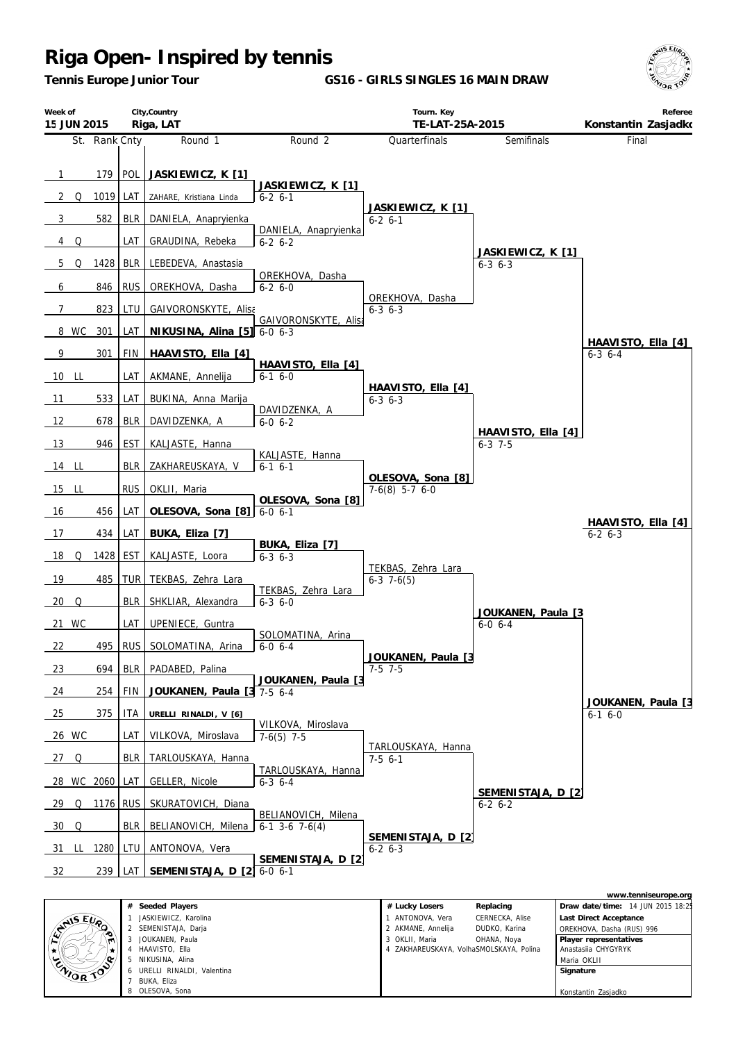# Riga Open- Inspired by tennis

**Tennis Europe Junior Tour**

**GS16 - GIRLS SINGLES 16 MAIN DRAW**

| Week of | City,Country | Tourn. Key | Referee |
|---|---|---|---|
| 15 JUN 2015 | Riga, LAT | TE-LAT-25A-2015 | Konstantin Zasjadko |

| # | St. | Rank | Cnty | Round 1 | Round 2 | Quarterfinals | Semifinals | Final |
|---|---|---|---|---|---|---|---|---|
| 1 | | 179 | POL | **JASKIEWICZ, K [1]** | | | | |
| | | | | | **JASKIEWICZ, K [1]** 6-2 6-1 | | | |
| 2 | Q | 1019 | LAT | ZAHARE, Kristiana Linda | | | | |
| | | | | | | **JASKIEWICZ, K [1]** 6-2 6-1 | | |
| 3 | | 582 | BLR | DANIELA, Anapryienka | | | | |
| | | | | | DANIELA, Anapryienka 6-2 6-2 | | | |
| 4 | Q | | LAT | GRAUDINA, Rebeka | | | | |
| | | | | | | | **JASKIEWICZ, K [1]** 6-3 6-3 | |
| 5 | Q | 1428 | BLR | LEBEDEVA, Anastasia | | | | |
| | | | | | OREKHOVA, Dasha 6-2 6-0 | | | |
| 6 | | 846 | RUS | OREKHOVA, Dasha | | | | |
| | | | | | | OREKHOVA, Dasha 6-3 6-3 | | |
| 7 | | 823 | LTU | GAIVORONSKYTE, Alisa | | | | |
| | | | | | GAIVORONSKYTE, Alisa 6-0 6-3 | | | |
| 8 | WC | 301 | LAT | **NIKUSINA, Alina [5]** | | | | |
| | | | | | | | | **HAAVISTO, Ella [4]** 6-3 6-4 |
| 9 | | 301 | FIN | **HAAVISTO, Ella [4]** | | | | |
| | | | | | **HAAVISTO, Ella [4]** 6-1 6-0 | | | |
| 10 | LL | | LAT | AKMANE, Annelija | | | | |
| | | | | | | **HAAVISTO, Ella [4]** 6-3 6-3 | | |
| 11 | | 533 | LAT | BUKINA, Anna Marija | | | | |
| | | | | | DAVIDZENKA, A 6-0 6-2 | | | |
| 12 | | 678 | BLR | DAVIDZENKA, A | | | | |
| | | | | | | | **HAAVISTO, Ella [4]** 6-3 7-5 | |
| 13 | | 946 | EST | KALJASTE, Hanna | | | | |
| | | | | | KALJASTE, Hanna 6-1 6-1 | | | |
| 14 | LL | | BLR | ZAKHAREUSKAYA, V | | | | |
| | | | | | | **OLESOVA, Sona [8]** 7-6(8) 5-7 6-0 | | |
| 15 | LL | | RUS | OKLII, Maria | | | | |
| | | | | | **OLESOVA, Sona [8]** 6-0 6-1 | | | |
| 16 | | 456 | LAT | **OLESOVA, Sona [8]** | | | | |
| | | | | | | | | **HAAVISTO, Ella [4]** 6-2 6-3 |
| 17 | | 434 | LAT | **BUKA, Eliza [7]** | | | | |
| | | | | | **BUKA, Eliza [7]** 6-3 6-3 | | | |
| 18 | Q | 1428 | EST | KALJASTE, Loora | | | | |
| | | | | | | TEKBAS, Zehra Lara 6-3 7-6(5) | | |
| 19 | | 485 | TUR | TEKBAS, Zehra Lara | | | | |
| | | | | | TEKBAS, Zehra Lara 6-3 6-0 | | | |
| 20 | Q | | BLR | SHKLIAR, Alexandra | | | | |
| | | | | | | | **JOUKANEN, Paula [3]** 6-0 6-4 | |
| 21 | WC | | LAT | UPENIECE, Guntra | | | | |
| | | | | | SOLOMATINA, Arina 6-0 6-4 | | | |
| 22 | | 495 | RUS | SOLOMATINA, Arina | | | | |
| | | | | | | **JOUKANEN, Paula [3]** 7-5 7-5 | | |
| 23 | | 694 | BLR | PADABED, Palina | | | | |
| | | | | | **JOUKANEN, Paula [3]** 7-5 6-4 | | | |
| 24 | | 254 | FIN | **JOUKANEN, Paula [3]** | | | | |
| | | | | | | | | **JOUKANEN, Paula [3]** 6-1 6-0 |
| 25 | | 375 | ITA | **URELLI RINALDI, V [6]** | | | | |
| | | | | | VILKOVA, Miroslava 7-6(5) 7-5 | | | |
| 26 | WC | | LAT | VILKOVA, Miroslava | | | | |
| | | | | | | TARLOUSKAYA, Hanna 7-5 6-1 | | |
| 27 | Q | | BLR | TARLOUSKAYA, Hanna | | | | |
| | | | | | TARLOUSKAYA, Hanna 6-3 6-4 | | | |
| 28 | WC | 2060 | LAT | GELLER, Nicole | | | | |
| | | | | | | | **SEMENISTAJA, D [2]** 6-2 6-2 | |
| 29 | Q | 1176 | RUS | SKURATOVICH, Diana | | | | |
| | | | | | BELIANOVICH, Milena 6-1 3-6 7-6(4) | | | |
| 30 | Q | | BLR | BELIANOVICH, Milena | | | | |
| | | | | | | **SEMENISTAJA, D [2]** 6-2 6-3 | | |
| 31 | LL | 1280 | LTU | ANTONOVA, Vera | | | | |
| | | | | | **SEMENISTAJA, D [2]** 6-0 6-1 | | | |
| 32 | | 239 | LAT | **SEMENISTAJA, D [2]** | | | | |

www.tenniseurope.org

| # | Seeded Players | # | Lucky Losers | Replacing |
|---|---|---|---|---|
| 1 | JASKIEWICZ, Karolina | 1 | ANTONOVA, Vera | CERNECKA, Alise |
| 2 | SEMENISTAJA, Darja | 2 | AKMANE, Annelija | DUDKO, Karina |
| 3 | JOUKANEN, Paula | 3 | OKLII, Maria | OHANA, Noya |
| 4 | HAAVISTO, Ella | 4 | ZAKHAREUSKAYA, Volha | SMOLSKAYA, Polina |
| 5 | NIKUSINA, Alina | | | |
| 6 | URELLI RINALDI, Valentina | | | |
| 7 | BUKA, Eliza | | | |
| 8 | OLESOVA, Sona | | | |

**Draw date/time:** 14 JUN 2015 18:25

**Last Direct Acceptance**
OREKHOVA, Dasha (RUS) 996

**Player representatives**
Anastasiia CHYGYRYK
Maria OKLII

**Signature**

Konstantin Zasjadko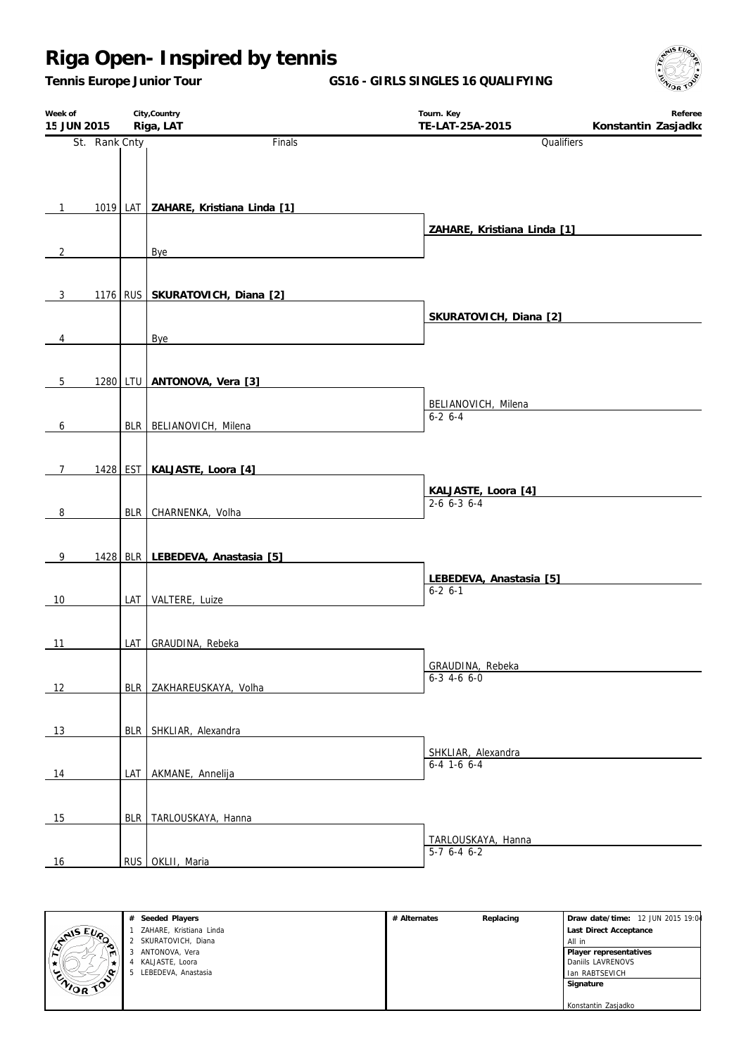# Riga Open- Inspired by tennis

**Tennis Europe Junior Tour**

**GS16 - GIRLS SINGLES 16 QUALIFYING**

| Week of | City,Country | Tourn. Key | Referee |
|---|---|---|---|
| 15 JUN 2015 | Riga, LAT | TE-LAT-25A-2015 | Konstantin Zasjadko |

| St. | Rank | Cnty | Finals | Qualifiers |
|---|---|---|---|---|
| 1 | 1019 | LAT | **ZAHARE, Kristiana Linda [1]** | **ZAHARE, Kristiana Linda [1]** |
| 2 | | | Bye | |
| 3 | 1176 | RUS | **SKURATOVICH, Diana [2]** | **SKURATOVICH, Diana [2]** |
| 4 | | | Bye | |
| 5 | 1280 | LTU | **ANTONOVA, Vera [3]** | BELIANOVICH, Milena 6-2 6-4 |
| 6 | | BLR | BELIANOVICH, Milena | |
| 7 | 1428 | EST | **KALJASTE, Loora [4]** | **KALJASTE, Loora [4]** 2-6 6-3 6-4 |
| 8 | | BLR | CHARNENKA, Volha | |
| 9 | 1428 | BLR | **LEBEDEVA, Anastasia [5]** | **LEBEDEVA, Anastasia [5]** 6-2 6-1 |
| 10 | | LAT | VALTERE, Luize | |
| 11 | | LAT | GRAUDINA, Rebeka | GRAUDINA, Rebeka 6-3 4-6 6-0 |
| 12 | | BLR | ZAKHAREUSKAYA, Volha | |
| 13 | | BLR | SHKLIAR, Alexandra | SHKLIAR, Alexandra 6-4 1-6 6-4 |
| 14 | | LAT | AKMANE, Annelija | |
| 15 | | BLR | TARLOUSKAYA, Hanna | TARLOUSKAYA, Hanna 5-7 6-4 6-2 |
| 16 | | RUS | OKLII, Maria | |

| # | Seeded Players | # Alternates | Replacing | |
|---|---|---|---|---|
| 1 | ZAHARE, Kristiana Linda | | | **Draw date/time:** 12 JUN 2015 19:04 |
| 2 | SKURATOVICH, Diana | | | **Last Direct Acceptance** |
| 3 | ANTONOVA, Vera | | | All in |
| 4 | KALJASTE, Loora | | | **Player representatives** |
| 5 | LEBEDEVA, Anastasia | | | Daniils LAVRENOVS |
| | | | | Ian RABTSEVICH |
| | | | | **Signature** |
| | | | | Konstantin Zasjadko |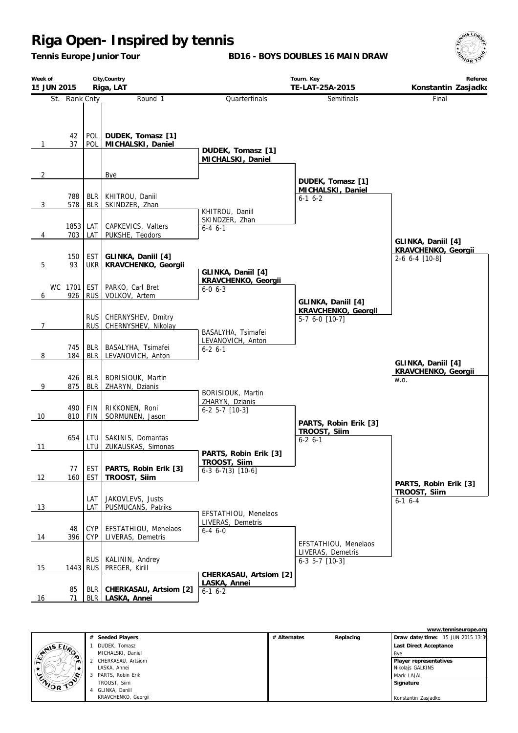# Riga Open- Inspired by tennis

**Tennis Europe Junior Tour**

**BD16 - BOYS DOUBLES 16 MAIN DRAW**

| Week of | City,Country | Tourn. Key | Referee |
|---|---|---|---|
| 15 JUN 2015 | Riga, LAT | TE-LAT-25A-2015 | Konstantin Zasjadko |

## Round 1

| St. | Rank | Cnty | Round 1 |
|---|---|---|---|
| 1 | 42 | POL | **DUDEK, Tomasz [1]** |
| | 37 | POL | **MICHALSKI, Daniel** |
| 2 | | | Bye |
| 3 | 788 | BLR | KHITROU, Daniil |
| | 578 | BLR | SKINDZER, Zhan |
| 4 | 1853 | LAT | CAPKEVICS, Valters |
| | 703 | LAT | PUKSHE, Teodors |
| 5 | 150 | EST | **GLINKA, Daniil [4]** |
| | 93 | UKR | **KRAVCHENKO, Georgii** |
| 6 | WC 1701 | EST | PARKO, Carl Bret |
| | 926 | RUS | VOLKOV, Artem |
| 7 | | RUS | CHERNYSHEV, Dmitry |
| | | RUS | CHERNYSHEV, Nikolay |
| 8 | 745 | BLR | BASALYHA, Tsimafei |
| | 184 | BLR | LEVANOVICH, Anton |
| 9 | 426 | BLR | BORISIOUK, Martin |
| | 875 | BLR | ZHARYN, Dzianis |
| 10 | 490 | FIN | RIKKONEN, Roni |
| | 810 | FIN | SORMUNEN, Jason |
| 11 | 654 | LTU | SAKINIS, Domantas |
| | | LTU | ZUKAUSKAS, Simonas |
| 12 | 77 | EST | **PARTS, Robin Erik [3]** |
| | 160 | EST | **TROOST, Siim** |
| 13 | | LAT | JAKOVLEVS, Justs |
| | | LAT | PUSMUCANS, Patriks |
| 14 | 48 | CYP | EFSTATHIOU, Menelaos |
| | 396 | CYP | LIVERAS, Demetris |
| 15 | | RUS | KALININ, Andrey |
| | 1443 | RUS | PREGER, Kirill |
| 16 | 85 | BLR | **CHERKASAU, Artsiom [2]** |
| | 71 | BLR | **LASKA, Annei** |

## Quarterfinals

- **DUDEK, Tomasz [1] / MICHALSKI, Daniel**
- KHITROU, Daniil / SKINDZER, Zhan 6-4 6-1
- **GLINKA, Daniil [4] / KRAVCHENKO, Georgii** 6-0 6-3
- BASALYHA, Tsimafei / LEVANOVICH, Anton 6-2 6-1
- BORISIOUK, Martin / ZHARYN, Dzianis 6-2 5-7 [10-3]
- **PARTS, Robin Erik [3] / TROOST, Siim** 6-3 6-7(3) [10-6]
- EFSTATHIOU, Menelaos / LIVERAS, Demetris 6-4 6-0
- **CHERKASAU, Artsiom [2] / LASKA, Annei** 6-1 6-2

## Semifinals

- **DUDEK, Tomasz [1] / MICHALSKI, Daniel** 6-1 6-2
- **GLINKA, Daniil [4] / KRAVCHENKO, Georgii** 5-7 6-0 [10-7]
- **PARTS, Robin Erik [3] / TROOST, Siim** 6-2 6-1
- EFSTATHIOU, Menelaos / LIVERAS, Demetris 6-3 5-7 [10-3]

## Final

- **GLINKA, Daniil [4] / KRAVCHENKO, Georgii** 2-6 6-4 [10-8]
- **PARTS, Robin Erik [3] / TROOST, Siim** 6-1 6-4

## Winner

**GLINKA, Daniil [4] / KRAVCHENKO, Georgii** w.o.

---

www.tenniseurope.org

| # | Seeded Players | # Alternates | Replacing |
|---|---|---|---|
| 1 | DUDEK, Tomasz / MICHALSKI, Daniel | | |
| 2 | CHERKASAU, Artsiom / LASKA, Annei | | |
| 3 | PARTS, Robin Erik / TROOST, Siim | | |
| 4 | GLINKA, Daniil / KRAVCHENKO, Georgii | | |

**Draw date/time:** 15 JUN 2015 13:39

**Last Direct Acceptance**
Bye

**Player representatives**
Nikolajs GALKINS
Mark LAJAL

**Signature**

Konstantin Zasjadko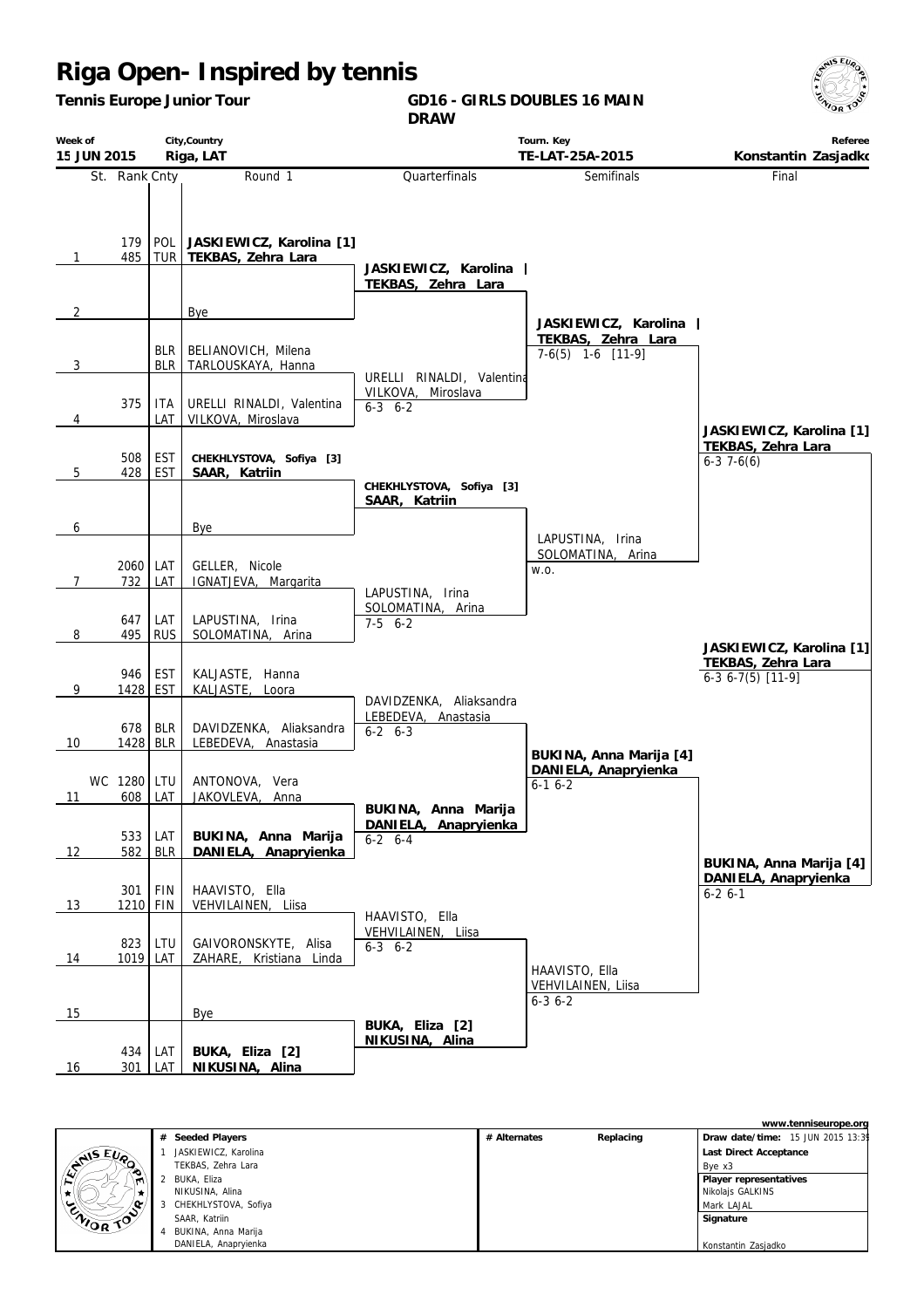# Riga Open- Inspired by tennis

**Tennis Europe Junior Tour**

**GD16 - GIRLS DOUBLES 16 MAIN DRAW**

| Week of | City,Country | Tourn. Key | Referee |
|---|---|---|---|
| 15 JUN 2015 | Riga, LAT | TE-LAT-25A-2015 | Konstantin Zasjadko |

| St. | Rank | Cnty | Round 1 | Quarterfinals | Semifinals | Final |
|---|---|---|---|---|---|---|
| 1 | 179 / 485 | POL / TUR | **JASKIEWICZ, Karolina [1] / TEKBAS, Zehra Lara** | **JASKIEWICZ, Karolina / TEKBAS, Zehra Lara** | **JASKIEWICZ, Karolina / TEKBAS, Zehra Lara** 7-6(5) 1-6 [11-9] | **JASKIEWICZ, Karolina [1] / TEKBAS, Zehra Lara** 6-3 7-6(6) |
| 2 | | | Bye | | | |
| 3 | | BLR / BLR | BELIANOVICH, Milena / TARLOUSKAYA, Hanna | URELLI RINALDI, Valentina / VILKOVA, Miroslava 6-3 6-2 | | |
| 4 | 375 | ITA / LAT | URELLI RINALDI, Valentina / VILKOVA, Miroslava | | | |
| 5 | 508 / 428 | EST / EST | **CHEKHLYSTOVA, Sofiya [3] / SAAR, Katriin** | **CHEKHLYSTOVA, Sofiya [3] / SAAR, Katriin** | LAPUSTINA, Irina / SOLOMATINA, Arina w.o. | |
| 6 | | | Bye | | | |
| 7 | 2060 / 732 | LAT / LAT | GELLER, Nicole / IGNATJEVA, Margarita | LAPUSTINA, Irina / SOLOMATINA, Arina 7-5 6-2 | | |
| 8 | 647 / 495 | LAT / RUS | LAPUSTINA, Irina / SOLOMATINA, Arina | | | |
| 9 | 946 / 1428 | EST / EST | KALJASTE, Hanna / KALJASTE, Loora | DAVIDZENKA, Aliaksandra / LEBEDEVA, Anastasia 6-2 6-3 | **BUKINA, Anna Marija [4] / DANIELA, Anapryienka** 6-1 6-2 | **BUKINA, Anna Marija [4] / DANIELA, Anapryienka** 6-2 6-1 |
| 10 | 678 / 1428 | BLR / BLR | DAVIDZENKA, Aliaksandra / LEBEDEVA, Anastasia | | | |
| 11 | WC 1280 / 608 | LTU / LAT | ANTONOVA, Vera / JAKOVLEVA, Anna | **BUKINA, Anna Marija / DANIELA, Anapryienka** 6-2 6-4 | | |
| 12 | 533 / 582 | LAT / BLR | **BUKINA, Anna Marija / DANIELA, Anapryienka** | | | |
| 13 | 301 / 1210 | FIN / FIN | HAAVISTO, Ella / VEHVILAINEN, Liisa | HAAVISTO, Ella / VEHVILAINEN, Liisa 6-3 6-2 | HAAVISTO, Ella / VEHVILAINEN, Liisa 6-3 6-2 | |
| 14 | 823 / 1019 | LTU / LAT | GAIVORONSKYTE, Alisa / ZAHARE, Kristiana Linda | | | |
| 15 | | | Bye | **BUKA, Eliza [2] / NIKUSINA, Alina** | | |
| 16 | 434 / 301 | LAT / LAT | **BUKA, Eliza [2] / NIKUSINA, Alina** | | | |

**Winner:** **JASKIEWICZ, Karolina [1] / TEKBAS, Zehra Lara** 6-3 6-7(5) [11-9]

| # | Seeded Players | # Alternates | Replacing | www.tenniseurope.org |
|---|---|---|---|---|
| 1 | JASKIEWICZ, Karolina / TEKBAS, Zehra Lara | | | **Draw date/time:** 15 JUN 2015 13:39 |
| 2 | BUKA, Eliza / NIKUSINA, Alina | | | **Last Direct Acceptance:** Bye x3 |
| 3 | CHEKHLYSTOVA, Sofiya / SAAR, Katriin | | | **Player representatives:** Nikolajs GALKINS, Mark LAJAL |
| 4 | BUKINA, Anna Marija / DANIELA, Anapryienka | | | **Signature:** Konstantin Zasjadko |